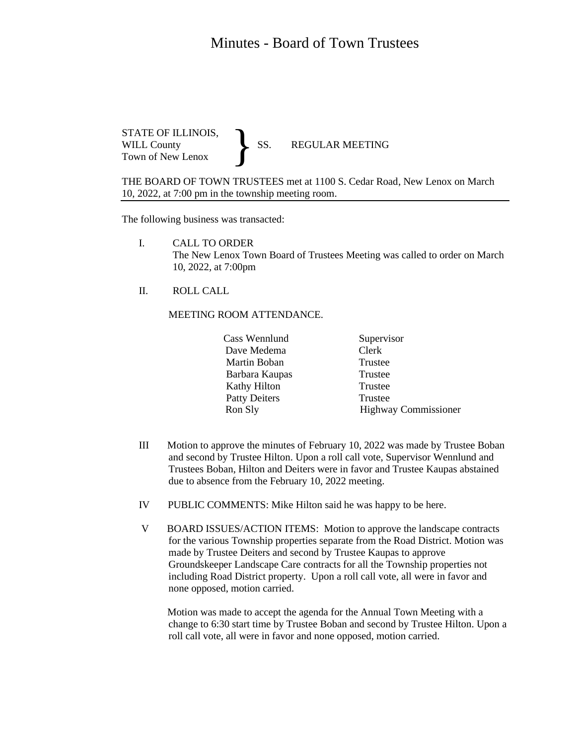# Minutes - Board of Town Trustees

STATE OF ILLINOIS,
WILL County } SS. REGULAR MEETING
Town of New Lenox

THE BOARD OF TOWN TRUSTEES met at 1100 S. Cedar Road, New Lenox on March 10, 2022, at 7:00 pm in the township meeting room.

---

The following business was transacted:

I. CALL TO ORDER
The New Lenox Town Board of Trustees Meeting was called to order on March 10, 2022, at 7:00pm

II. ROLL CALL

MEETING ROOM ATTENDANCE.

| | |
|---|---|
| Cass Wennlund | Supervisor |
| Dave Medema | Clerk |
| Martin Boban | Trustee |
| Barbara Kaupas | Trustee |
| Kathy Hilton | Trustee |
| Patty Deiters | Trustee |
| Ron Sly | Highway Commissioner |

III Motion to approve the minutes of February 10, 2022 was made by Trustee Boban and second by Trustee Hilton. Upon a roll call vote, Supervisor Wennlund and Trustees Boban, Hilton and Deiters were in favor and Trustee Kaupas abstained due to absence from the February 10, 2022 meeting.

IV PUBLIC COMMENTS: Mike Hilton said he was happy to be here.

V BOARD ISSUES/ACTION ITEMS: Motion to approve the landscape contracts for the various Township properties separate from the Road District. Motion was made by Trustee Deiters and second by Trustee Kaupas to approve Groundskeeper Landscape Care contracts for all the Township properties not including Road District property. Upon a roll call vote, all were in favor and none opposed, motion carried.

Motion was made to accept the agenda for the Annual Town Meeting with a change to 6:30 start time by Trustee Boban and second by Trustee Hilton. Upon a roll call vote, all were in favor and none opposed, motion carried.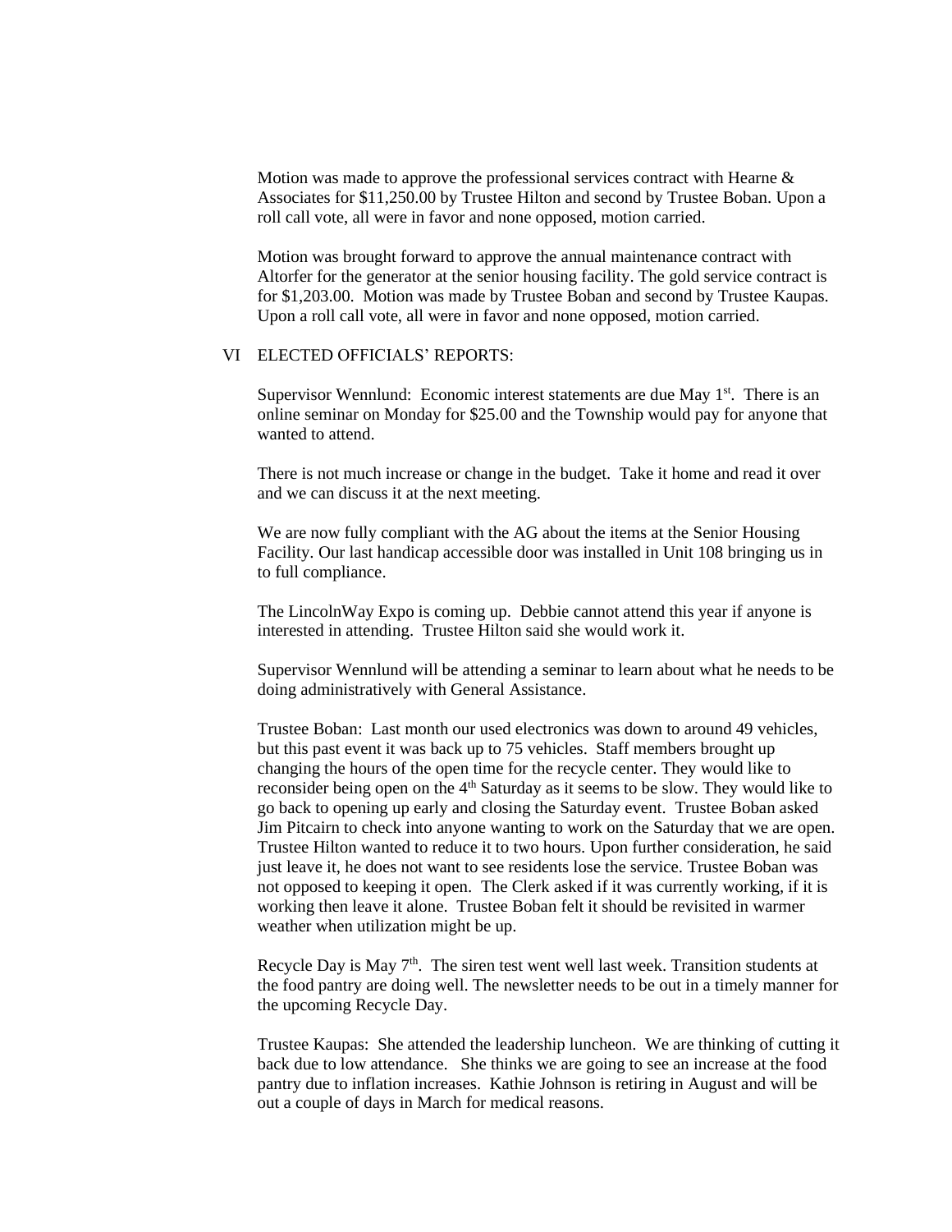Motion was made to approve the professional services contract with Hearne & Associates for $11,250.00 by Trustee Hilton and second by Trustee Boban. Upon a roll call vote, all were in favor and none opposed, motion carried.

Motion was brought forward to approve the annual maintenance contract with Altorfer for the generator at the senior housing facility. The gold service contract is for $1,203.00. Motion was made by Trustee Boban and second by Trustee Kaupas. Upon a roll call vote, all were in favor and none opposed, motion carried.

VI ELECTED OFFICIALS' REPORTS:

Supervisor Wennlund: Economic interest statements are due May 1st. There is an online seminar on Monday for $25.00 and the Township would pay for anyone that wanted to attend.

There is not much increase or change in the budget. Take it home and read it over and we can discuss it at the next meeting.

We are now fully compliant with the AG about the items at the Senior Housing Facility. Our last handicap accessible door was installed in Unit 108 bringing us in to full compliance.

The LincolnWay Expo is coming up. Debbie cannot attend this year if anyone is interested in attending. Trustee Hilton said she would work it.

Supervisor Wennlund will be attending a seminar to learn about what he needs to be doing administratively with General Assistance.

Trustee Boban: Last month our used electronics was down to around 49 vehicles, but this past event it was back up to 75 vehicles. Staff members brought up changing the hours of the open time for the recycle center. They would like to reconsider being open on the 4th Saturday as it seems to be slow. They would like to go back to opening up early and closing the Saturday event. Trustee Boban asked Jim Pitcairn to check into anyone wanting to work on the Saturday that we are open. Trustee Hilton wanted to reduce it to two hours. Upon further consideration, he said just leave it, he does not want to see residents lose the service. Trustee Boban was not opposed to keeping it open. The Clerk asked if it was currently working, if it is working then leave it alone. Trustee Boban felt it should be revisited in warmer weather when utilization might be up.

Recycle Day is May 7th. The siren test went well last week. Transition students at the food pantry are doing well. The newsletter needs to be out in a timely manner for the upcoming Recycle Day.

Trustee Kaupas: She attended the leadership luncheon. We are thinking of cutting it back due to low attendance. She thinks we are going to see an increase at the food pantry due to inflation increases. Kathie Johnson is retiring in August and will be out a couple of days in March for medical reasons.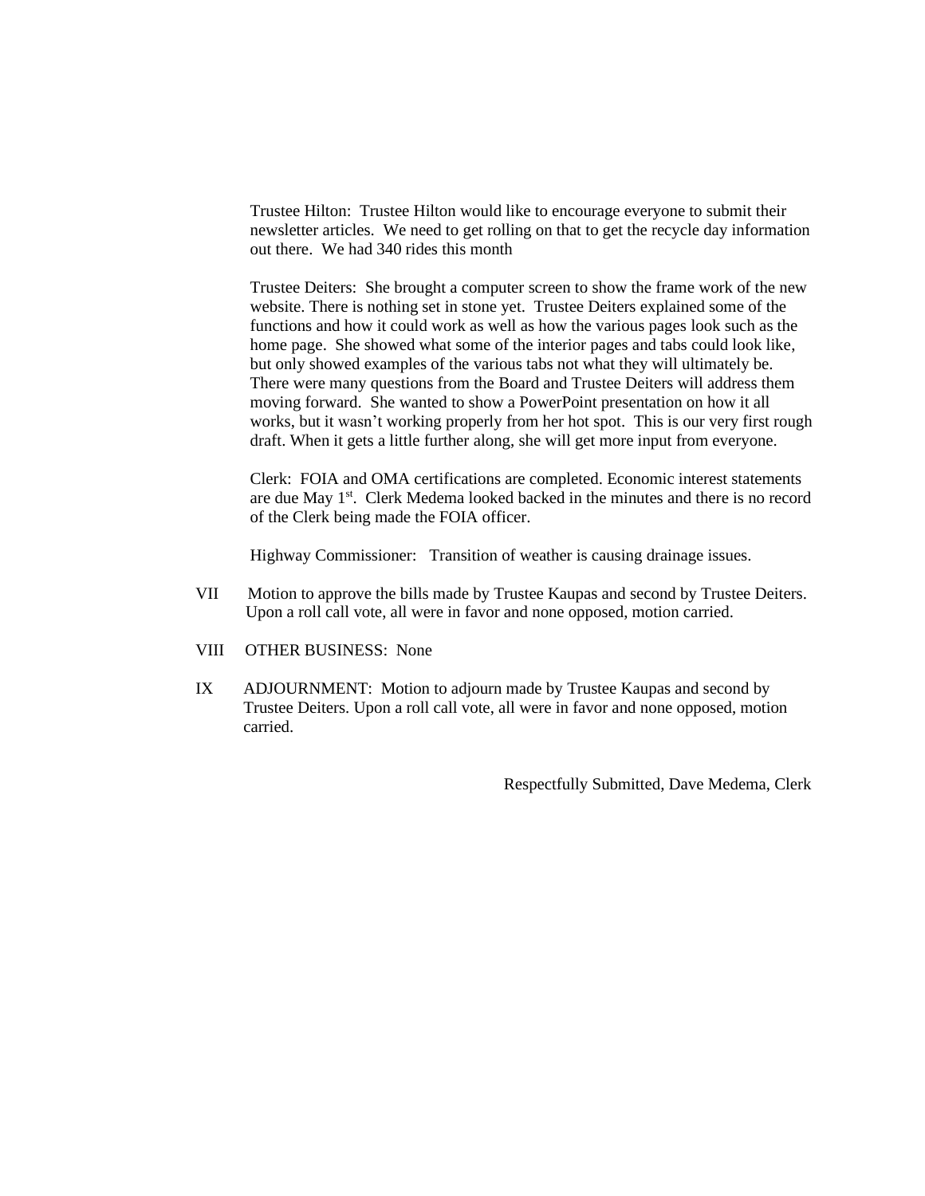Trustee Hilton: Trustee Hilton would like to encourage everyone to submit their newsletter articles. We need to get rolling on that to get the recycle day information out there. We had 340 rides this month

Trustee Deiters: She brought a computer screen to show the frame work of the new website. There is nothing set in stone yet. Trustee Deiters explained some of the functions and how it could work as well as how the various pages look such as the home page. She showed what some of the interior pages and tabs could look like, but only showed examples of the various tabs not what they will ultimately be. There were many questions from the Board and Trustee Deiters will address them moving forward. She wanted to show a PowerPoint presentation on how it all works, but it wasn't working properly from her hot spot. This is our very first rough draft. When it gets a little further along, she will get more input from everyone.

Clerk: FOIA and OMA certifications are completed. Economic interest statements are due May 1st. Clerk Medema looked backed in the minutes and there is no record of the Clerk being made the FOIA officer.

Highway Commissioner: Transition of weather is causing drainage issues.

VII Motion to approve the bills made by Trustee Kaupas and second by Trustee Deiters. Upon a roll call vote, all were in favor and none opposed, motion carried.

VIII OTHER BUSINESS: None

IX ADJOURNMENT: Motion to adjourn made by Trustee Kaupas and second by Trustee Deiters. Upon a roll call vote, all were in favor and none opposed, motion carried.

Respectfully Submitted, Dave Medema, Clerk